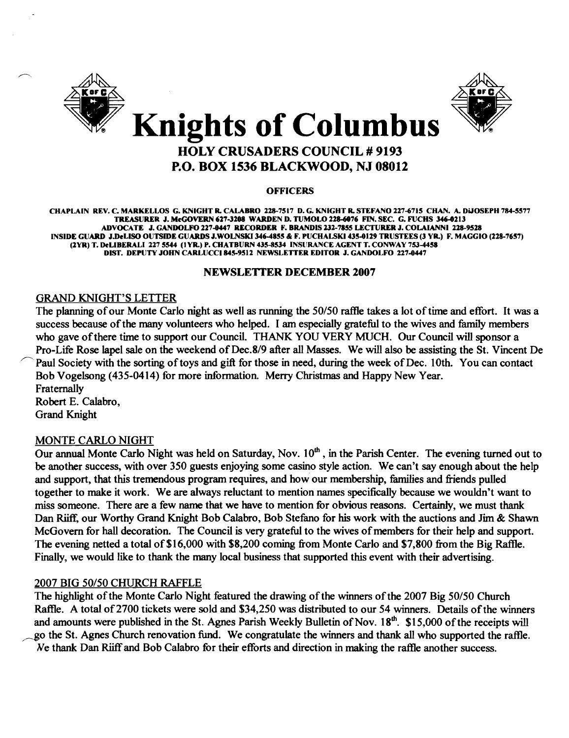# Knights of Columbus

## HOLY CRUSADERS COUNCIL # 9193
## P.O. BOX 1536 BLACKWOOD, NJ 08012

**OFFICERS**

CHAPLAIN REV. C. MARKELLOS G. KNIGHT R. CALABRO 228-7517 D. G. KNIGHT R. STEFANO 227-6715 CHAN. A. DiJOSEPH 784-5577 TREASURER J. McGOVERN 627-3208 WARDEN D. TUMOLO 228-6076 FIN. SEC. G. FUCHS 346-0213 ADVOCATE J. GANDOLFO 227-0447 RECORDER F. BRANDIS 232-7855 LECTURER J. COLAIANNI 228-9528 INSIDE GUARD J.DeLISO OUTSIDE GUARDS J.WOLNSKI 346-4855 & F. PUCHALSKI 435-0129 TRUSTEES (3 YR.) F. MAGGIO (228-7657) (2YR) T. DeLIBERALI 227 5544 (1YR.) P. CHATBURN 435-8534 INSURANCE AGENT T. CONWAY 753-4458 DIST. DEPUTY JOHN CARLUCCI 845-9512 NEWSLETTER EDITOR J. GANDOLFO 227-0447

**NEWSLETTER DECEMBER 2007**

### GRAND KNIGHT'S LETTER

The planning of our Monte Carlo night as well as running the 50/50 raffle takes a lot of time and effort. It was a success because of the many volunteers who helped. I am especially grateful to the wives and family members who gave of there time to support our Council. THANK YOU VERY MUCH. Our Council will sponsor a Pro-Life Rose lapel sale on the weekend of Dec.8/9 after all Masses. We will also be assisting the St. Vincent De Paul Society with the sorting of toys and gift for those in need, during the week of Dec. 10th. You can contact Bob Vogelsong (435-0414) for more information. Merry Christmas and Happy New Year.

Fraternally
Robert E. Calabro,
Grand Knight

### MONTE CARLO NIGHT

Our annual Monte Carlo Night was held on Saturday, Nov. 10th , in the Parish Center. The evening turned out to be another success, with over 350 guests enjoying some casino style action. We can't say enough about the help and support, that this tremendous program requires, and how our membership, families and friends pulled together to make it work. We are always reluctant to mention names specifically because we wouldn't want to miss someone. There are a few name that we have to mention for obvious reasons. Certainly, we must thank Dan Riiff, our Worthy Grand Knight Bob Calabro, Bob Stefano for his work with the auctions and Jim & Shawn McGovern for hall decoration. The Council is very grateful to the wives of members for their help and support. The evening netted a total of $16,000 with $8,200 coming from Monte Carlo and $7,800 from the Big Raffle. Finally, we would like to thank the many local business that supported this event with their advertising.

### 2007 BIG 50/50 CHURCH RAFFLE

The highlight of the Monte Carlo Night featured the drawing of the winners of the 2007 Big 50/50 Church Raffle. A total of 2700 tickets were sold and $34,250 was distributed to our 54 winners. Details of the winners and amounts were published in the St. Agnes Parish Weekly Bulletin of Nov. 18th. $15,000 of the receipts will go the St. Agnes Church renovation fund. We congratulate the winners and thank all who supported the raffle. We thank Dan Riiff and Bob Calabro for their efforts and direction in making the raffle another success.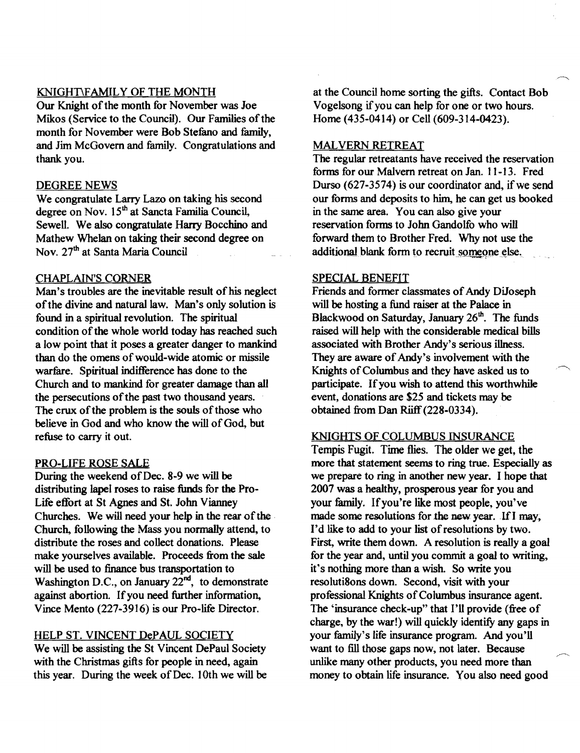## KNIGHT\FAMILY OF THE MONTH

Our Knight of the month for November was Joe Mikos (Service to the Council). Our Families of the month for November were Bob Stefano and family, and Jim McGovern and family. Congratulations and thank you.

## DEGREE NEWS

We congratulate Larry Lazo on taking his second degree on Nov. 15th at Sancta Familia Council, Sewell. We also congratulate Harry Bocchino and Mathew Whelan on taking their second degree on Nov. 27th at Santa Maria Council

## CHAPLAIN'S CORNER

Man's troubles are the inevitable result of his neglect of the divine and natural law. Man's only solution is found in a spiritual revolution. The spiritual condition of the whole world today has reached such a low point that it poses a greater danger to mankind than do the omens of would-wide atomic or missile warfare. Spiritual indifference has done to the Church and to mankind for greater damage than all the persecutions of the past two thousand years. The crux of the problem is the souls of those who believe in God and who know the will of God, but refuse to carry it out.

## PRO-LIFE ROSE SALE

During the weekend of Dec. 8-9 we will be distributing lapel roses to raise funds for the Pro-Life effort at St Agnes and St. John Vianney Churches. We will need your help in the rear of the Church, following the Mass you normally attend, to distribute the roses and collect donations. Please make yourselves available. Proceeds from the sale will be used to finance bus transportation to Washington D.C., on January 22nd, to demonstrate against abortion. If you need further information, Vince Mento (227-3916) is our Pro-life Director.

## HELP ST. VINCENT DePAUL SOCIETY

We will be assisting the St Vincent DePaul Society with the Christmas gifts for people in need, again this year. During the week of Dec. 10th we will be at the Council home sorting the gifts. Contact Bob Vogelsong if you can help for one or two hours. Home (435-0414) or Cell (609-314-0423).

## MALVERN RETREAT

The regular retreatants have received the reservation forms for our Malvern retreat on Jan. 11-13. Fred Durso (627-3574) is our coordinator and, if we send our forms and deposits to him, he can get us booked in the same area. You can also give your reservation forms to John Gandolfo who will forward them to Brother Fred. Why not use the additional blank form to recruit someone else.

## SPECIAL BENEFIT

Friends and former classmates of Andy DiJoseph will be hosting a fund raiser at the Palace in Blackwood on Saturday, January 26th. The funds raised will help with the considerable medical bills associated with Brother Andy's serious illness. They are aware of Andy's involvement with the Knights of Columbus and they have asked us to participate. If you wish to attend this worthwhile event, donations are $25 and tickets may be obtained from Dan Riiff (228-0334).

## KNIGHTS OF COLUMBUS INSURANCE

Tempis Fugit. Time flies. The older we get, the more that statement seems to ring true. Especially as we prepare to ring in another new year. I hope that 2007 was a healthy, prosperous year for you and your family. If you're like most people, you've made some resolutions for the new year. If I may, I'd like to add to your list of resolutions by two. First, write them down. A resolution is really a goal for the year and, until you commit a goal to writing, it's nothing more than a wish. So write you resoluti8ons down. Second, visit with your professional Knights of Columbus insurance agent. The 'insurance check-up" that I'll provide (free of charge, by the war!) will quickly identify any gaps in your family's life insurance program. And you'll want to fill those gaps now, not later. Because unlike many other products, you need more than money to obtain life insurance. You also need good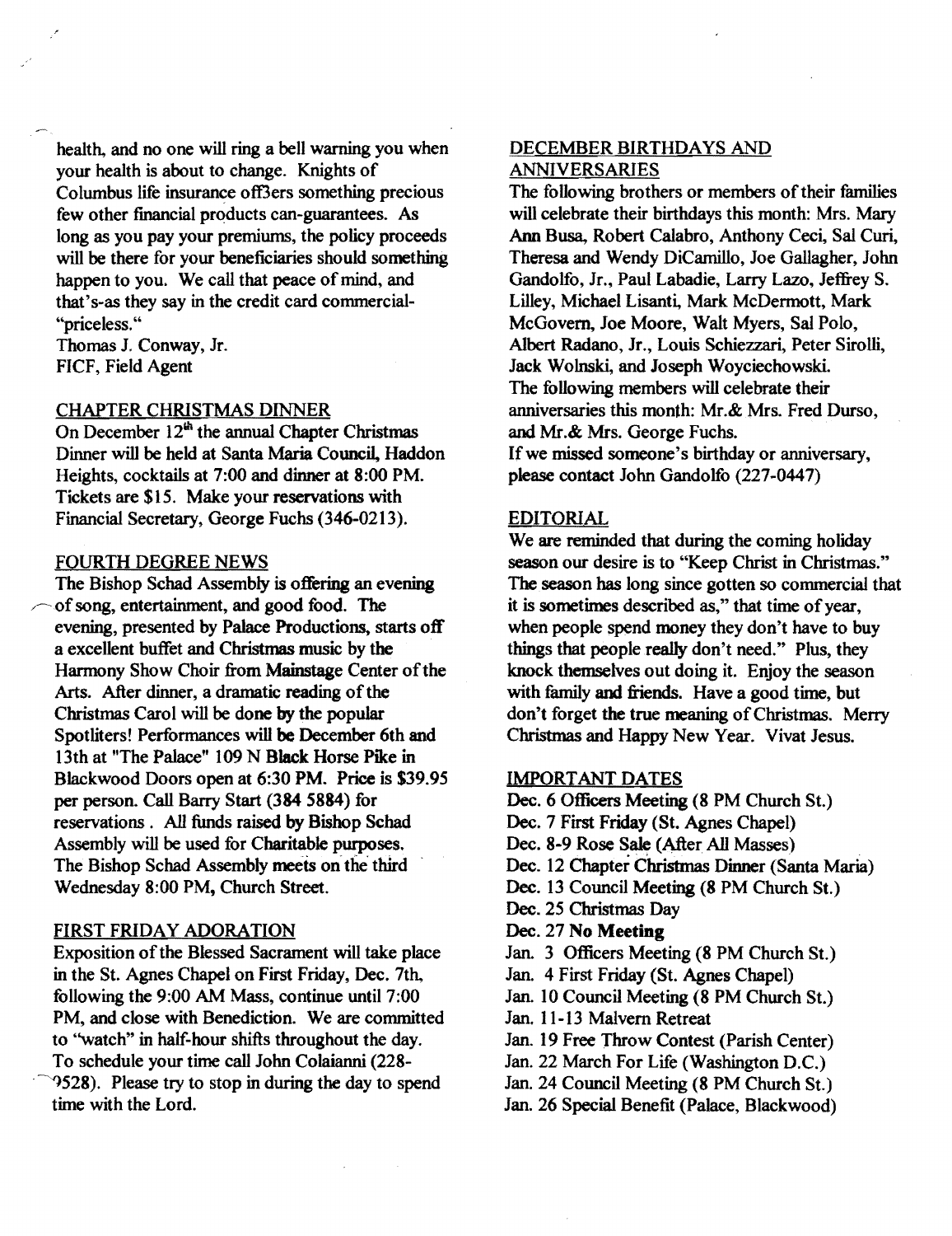health, and no one will ring a bell warning you when your health is about to change. Knights of Columbus life insurance off3ers something precious few other financial products can-guarantees. As long as you pay your premiums, the policy proceeds will be there for your beneficiaries should something happen to you. We call that peace of mind, and that's-as they say in the credit card commercial- "priceless."

Thomas J. Conway, Jr.
FICF, Field Agent

## CHAPTER CHRISTMAS DINNER

On December 12th the annual Chapter Christmas Dinner will be held at Santa Maria Council, Haddon Heights, cocktails at 7:00 and dinner at 8:00 PM. Tickets are $15. Make your reservations with Financial Secretary, George Fuchs (346-0213).

## FOURTH DEGREE NEWS

The Bishop Schad Assembly is offering an evening of song, entertainment, and good food. The evening, presented by Palace Productions, starts off a excellent buffet and Christmas music by the Harmony Show Choir from Mainstage Center of the Arts. After dinner, a dramatic reading of the Christmas Carol will be done by the popular Spotliters! Performances will be December 6th and 13th at "The Palace" 109 N Black Horse Pike in Blackwood Doors open at 6:30 PM. Price is $39.95 per person. Call Barry Start (384 5884) for reservations . All funds raised by Bishop Schad Assembly will be used for Charitable purposes. The Bishop Schad Assembly meets on the third Wednesday 8:00 PM, Church Street.

## FIRST FRIDAY ADORATION

Exposition of the Blessed Sacrament will take place in the St. Agnes Chapel on First Friday, Dec. 7th, following the 9:00 AM Mass, continue until 7:00 PM, and close with Benediction. We are committed to "watch" in half-hour shifts throughout the day. To schedule your time call John Colaianni (228-9528). Please try to stop in during the day to spend time with the Lord.

## DECEMBER BIRTHDAYS AND ANNIVERSARIES

The following brothers or members of their families will celebrate their birthdays this month: Mrs. Mary Ann Busa, Robert Calabro, Anthony Ceci, Sal Curi, Theresa and Wendy DiCamillo, Joe Gallagher, John Gandolfo, Jr., Paul Labadie, Larry Lazo, Jeffrey S. Lilley, Michael Lisanti, Mark McDermott, Mark McGovern, Joe Moore, Walt Myers, Sal Polo, Albert Radano, Jr., Louis Schiezzari, Peter Sirolli, Jack Wolnski, and Joseph Woyciechowski.
The following members will celebrate their anniversaries this month: Mr.& Mrs. Fred Durso, and Mr.& Mrs. George Fuchs.
If we missed someone's birthday or anniversary, please contact John Gandolfo (227-0447)

## EDITORIAL

We are reminded that during the coming holiday season our desire is to "Keep Christ in Christmas." The season has long since gotten so commercial that it is sometimes described as," that time of year, when people spend money they don't have to buy things that people really don't need." Plus, they knock themselves out doing it. Enjoy the season with family and friends. Have a good time, but don't forget the true meaning of Christmas. Merry Christmas and Happy New Year. Vivat Jesus.

## IMPORTANT DATES

Dec. 6 Officers Meeting (8 PM Church St.)
Dec. 7 First Friday (St. Agnes Chapel)
Dec. 8-9 Rose Sale (After All Masses)
Dec. 12 Chapter Christmas Dinner (Santa Maria)
Dec. 13 Council Meeting (8 PM Church St.)
Dec. 25 Christmas Day
**Dec. 27 No Meeting**
Jan. 3 Officers Meeting (8 PM Church St.)
Jan. 4 First Friday (St. Agnes Chapel)
Jan. 10 Council Meeting (8 PM Church St.)
Jan. 11-13 Malvern Retreat
Jan. 19 Free Throw Contest (Parish Center)
Jan. 22 March For Life (Washington D.C.)
Jan. 24 Council Meeting (8 PM Church St.)
Jan. 26 Special Benefit (Palace, Blackwood)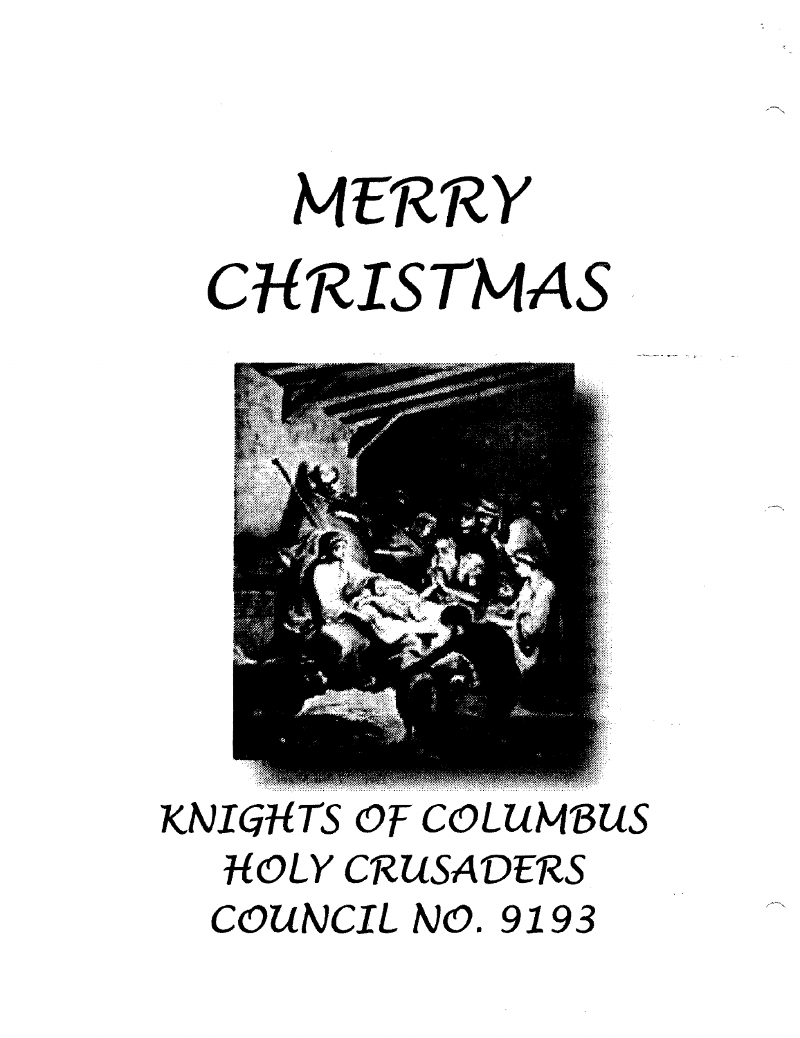# MERRY CHRISTMAS

## KNIGHTS OF COLUMBUS HOLY CRUSADERS COUNCIL NO. 9193